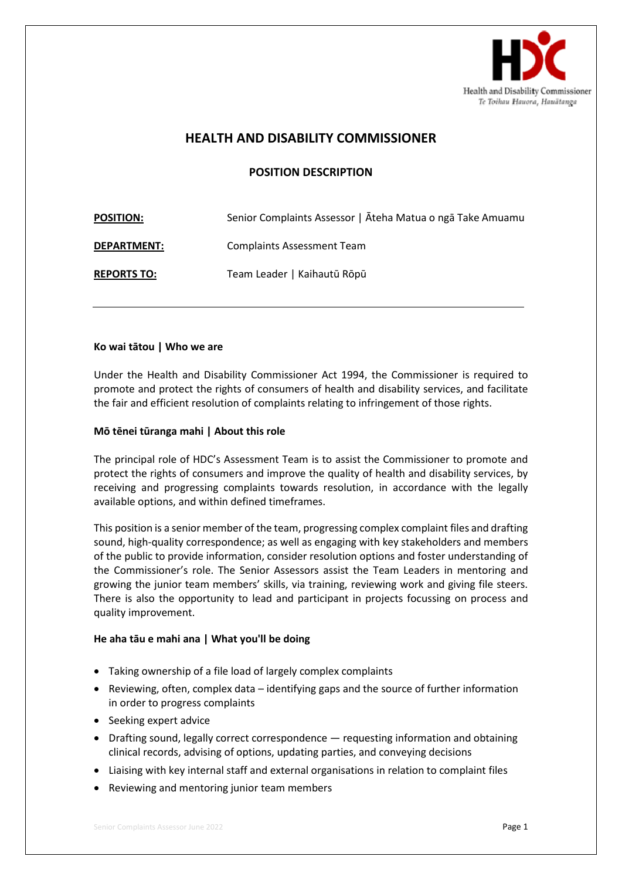Health and Disability Commissioner
Te Toihau Hauora, Hauātanga

# HEALTH AND DISABILITY COMMISSIONER

## POSITION DESCRIPTION

| | |
|---|---|
| **POSITION:** | Senior Complaints Assessor \| Āteha Matua o ngā Take Amuamu |
| **DEPARTMENT:** | Complaints Assessment Team |
| **REPORTS TO:** | Team Leader \| Kaihautū Rōpū |

---

### Ko wai tātou | Who we are

Under the Health and Disability Commissioner Act 1994, the Commissioner is required to promote and protect the rights of consumers of health and disability services, and facilitate the fair and efficient resolution of complaints relating to infringement of those rights.

### Mō tēnei tūranga mahi | About this role

The principal role of HDC's Assessment Team is to assist the Commissioner to promote and protect the rights of consumers and improve the quality of health and disability services, by receiving and progressing complaints towards resolution, in accordance with the legally available options, and within defined timeframes.

This position is a senior member of the team, progressing complex complaint files and drafting sound, high-quality correspondence; as well as engaging with key stakeholders and members of the public to provide information, consider resolution options and foster understanding of the Commissioner's role. The Senior Assessors assist the Team Leaders in mentoring and growing the junior team members' skills, via training, reviewing work and giving file steers. There is also the opportunity to lead and participant in projects focussing on process and quality improvement.

### He aha tāu e mahi ana | What you'll be doing

- Taking ownership of a file load of largely complex complaints
- Reviewing, often, complex data – identifying gaps and the source of further information in order to progress complaints
- Seeking expert advice
- Drafting sound, legally correct correspondence — requesting information and obtaining clinical records, advising of options, updating parties, and conveying decisions
- Liaising with key internal staff and external organisations in relation to complaint files
- Reviewing and mentoring junior team members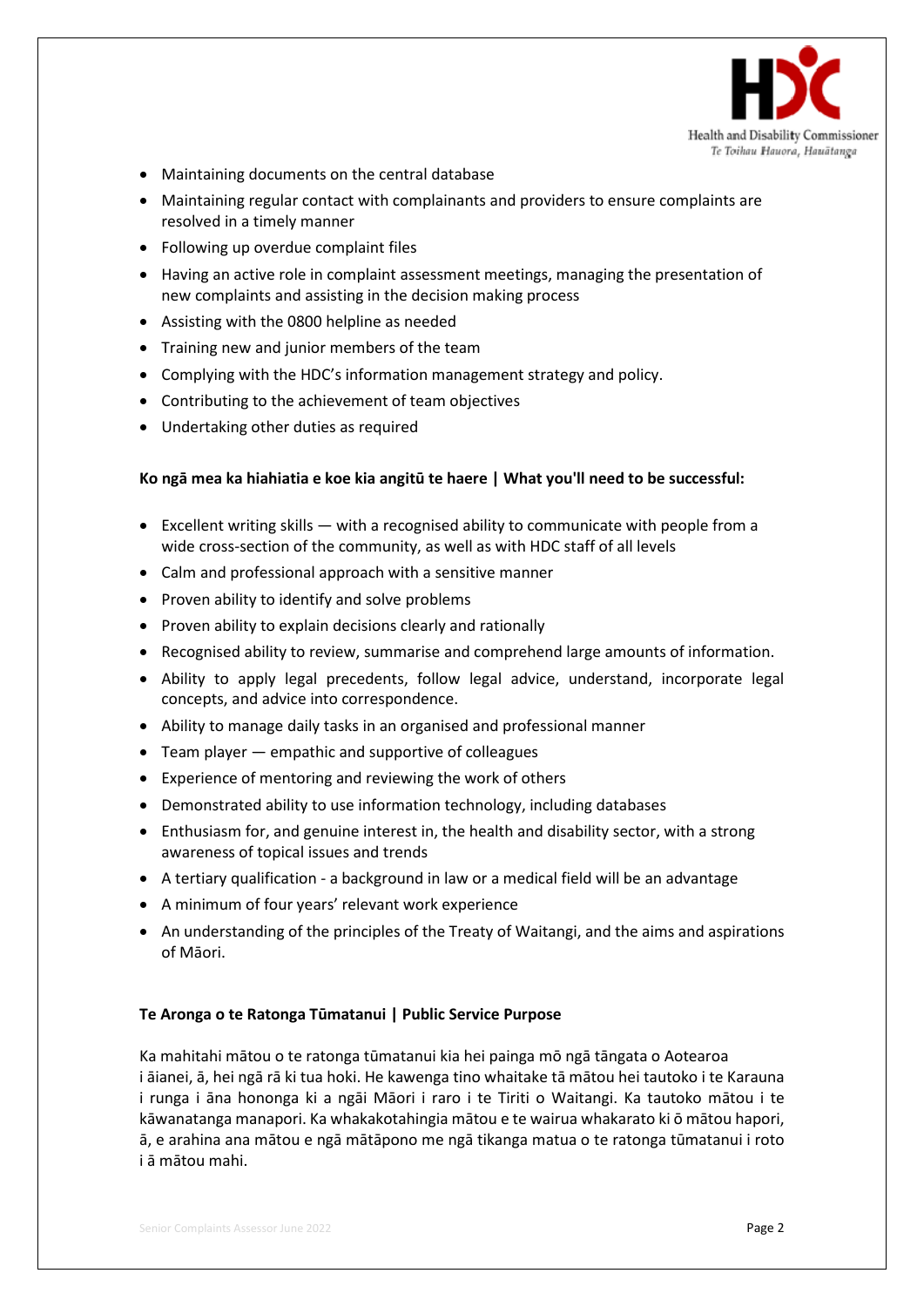- Maintaining documents on the central database
- Maintaining regular contact with complainants and providers to ensure complaints are resolved in a timely manner
- Following up overdue complaint files
- Having an active role in complaint assessment meetings, managing the presentation of new complaints and assisting in the decision making process
- Assisting with the 0800 helpline as needed
- Training new and junior members of the team
- Complying with the HDC's information management strategy and policy.
- Contributing to the achievement of team objectives
- Undertaking other duties as required

**Ko ngā mea ka hiahiatia e koe kia angitū te haere | What you'll need to be successful:**

- Excellent writing skills — with a recognised ability to communicate with people from a wide cross-section of the community, as well as with HDC staff of all levels
- Calm and professional approach with a sensitive manner
- Proven ability to identify and solve problems
- Proven ability to explain decisions clearly and rationally
- Recognised ability to review, summarise and comprehend large amounts of information.
- Ability to apply legal precedents, follow legal advice, understand, incorporate legal concepts, and advice into correspondence.
- Ability to manage daily tasks in an organised and professional manner
- Team player — empathic and supportive of colleagues
- Experience of mentoring and reviewing the work of others
- Demonstrated ability to use information technology, including databases
- Enthusiasm for, and genuine interest in, the health and disability sector, with a strong awareness of topical issues and trends
- A tertiary qualification - a background in law or a medical field will be an advantage
- A minimum of four years' relevant work experience
- An understanding of the principles of the Treaty of Waitangi, and the aims and aspirations of Māori.

**Te Aronga o te Ratonga Tūmatanui | Public Service Purpose**

Ka mahitahi mātou o te ratonga tūmatanui kia hei painga mō ngā tāngata o Aotearoa i āianei, ā, hei ngā rā ki tua hoki. He kawenga tino whaitake tā mātou hei tautoko i te Karauna i runga i āna hononga ki a ngāi Māori i raro i te Tiriti o Waitangi. Ka tautoko mātou i te kāwanatanga manapori. Ka whakakotahingia mātou e te wairua whakarato ki ō mātou hapori, ā, e arahina ana mātou e ngā mātāpono me ngā tikanga matua o te ratonga tūmatanui i roto i ā mātou mahi.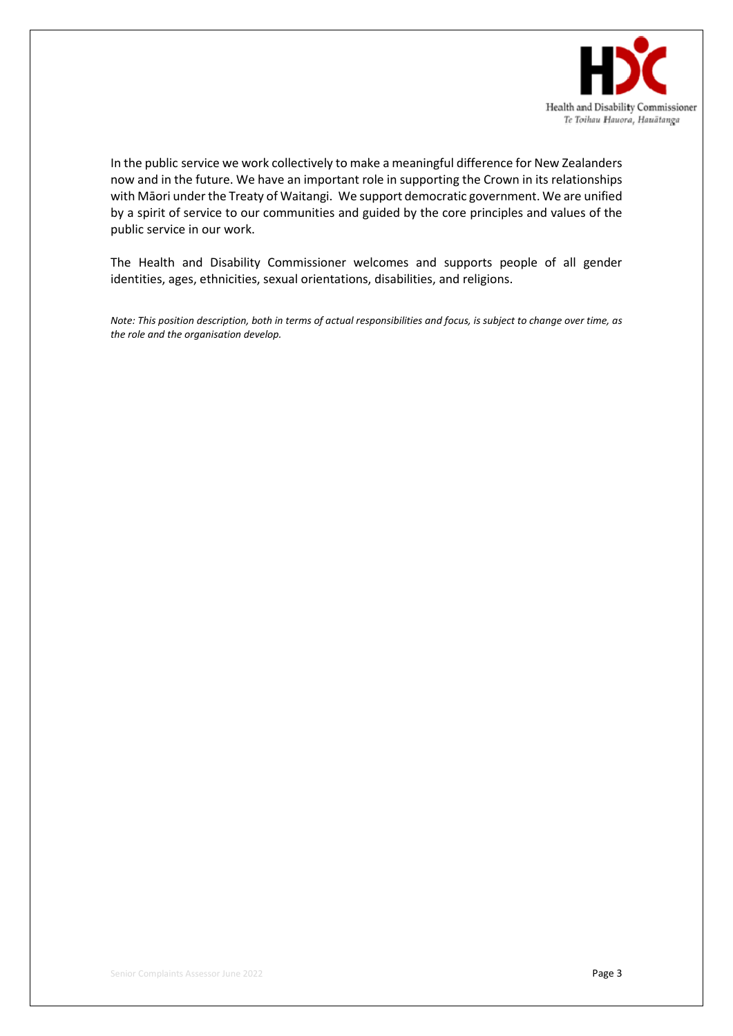In the public service we work collectively to make a meaningful difference for New Zealanders now and in the future. We have an important role in supporting the Crown in its relationships with Māori under the Treaty of Waitangi. We support democratic government. We are unified by a spirit of service to our communities and guided by the core principles and values of the public service in our work.

The Health and Disability Commissioner welcomes and supports people of all gender identities, ages, ethnicities, sexual orientations, disabilities, and religions.

*Note: This position description, both in terms of actual responsibilities and focus, is subject to change over time, as the role and the organisation develop.*